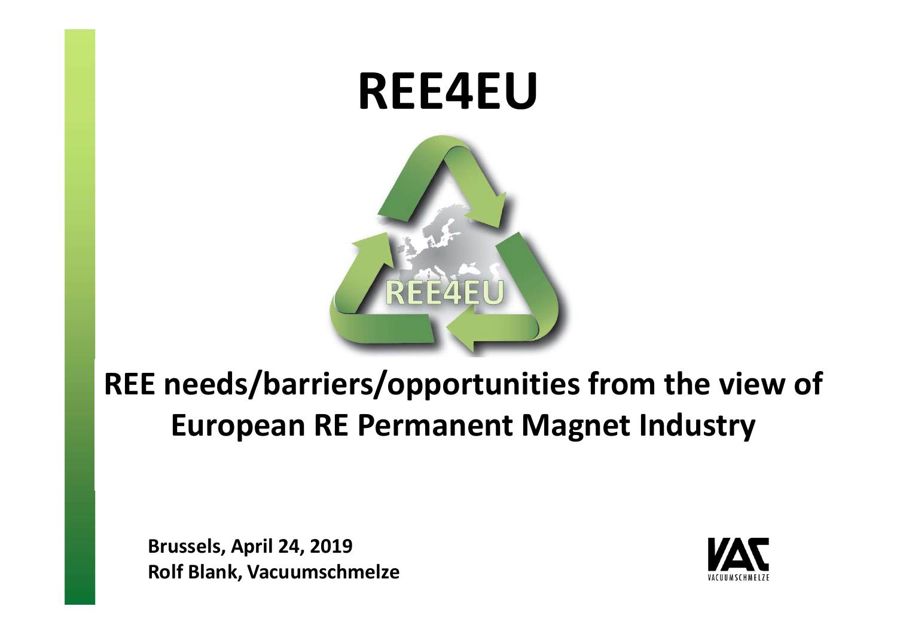# REE4EU

## REE needs/barriers/opportunities from the view of European RE Permanent Magnet Industry

**Brussels, April 24, 2019**
**Rolf Blank, Vacuumschmelze**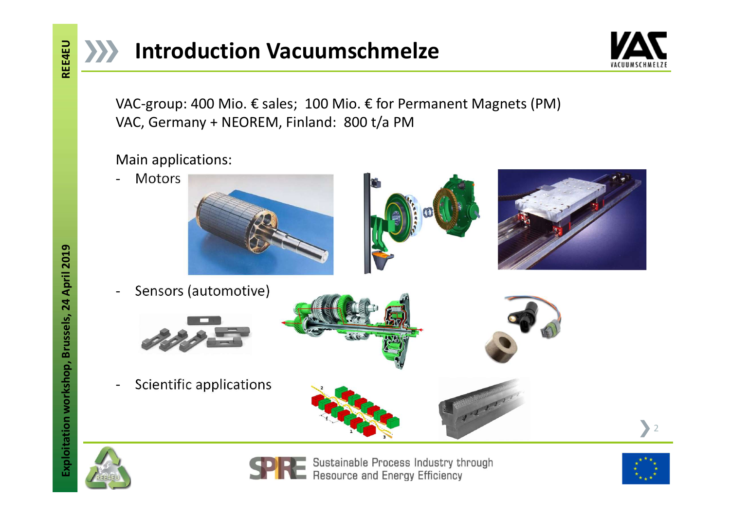# Introduction Vacuumschmelze

VAC-group: 400 Mio. € sales; 100 Mio. € for Permanent Magnets (PM)
VAC, Germany + NEOREM, Finland: 800 t/a PM

Main applications:

- Motors
- Sensors (automotive)
- Scientific applications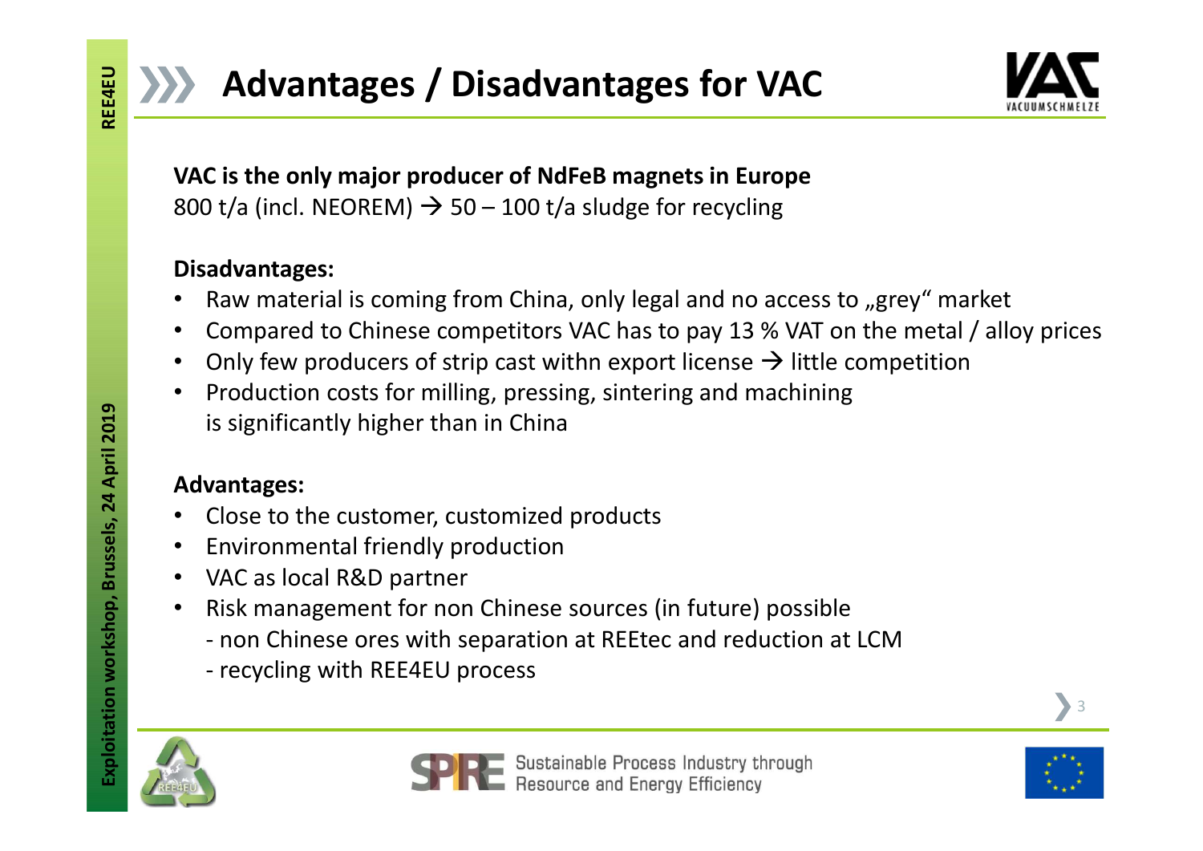# Advantages / Disadvantages for VAC

**VAC is the only major producer of NdFeB magnets in Europe**
800 t/a (incl. NEOREM) → 50 – 100 t/a sludge for recycling

**Disadvantages:**

- Raw material is coming from China, only legal and no access to „grey“ market
- Compared to Chinese competitors VAC has to pay 13 % VAT on the metal / alloy prices
- Only few producers of strip cast withn export license → little competition
- Production costs for milling, pressing, sintering and machining is significantly higher than in China

**Advantages:**

- Close to the customer, customized products
- Environmental friendly production
- VAC as local R&D partner
- Risk management for non Chinese sources (in future) possible
  - non Chinese ores with separation at REEtec and reduction at LCM
  - recycling with REE4EU process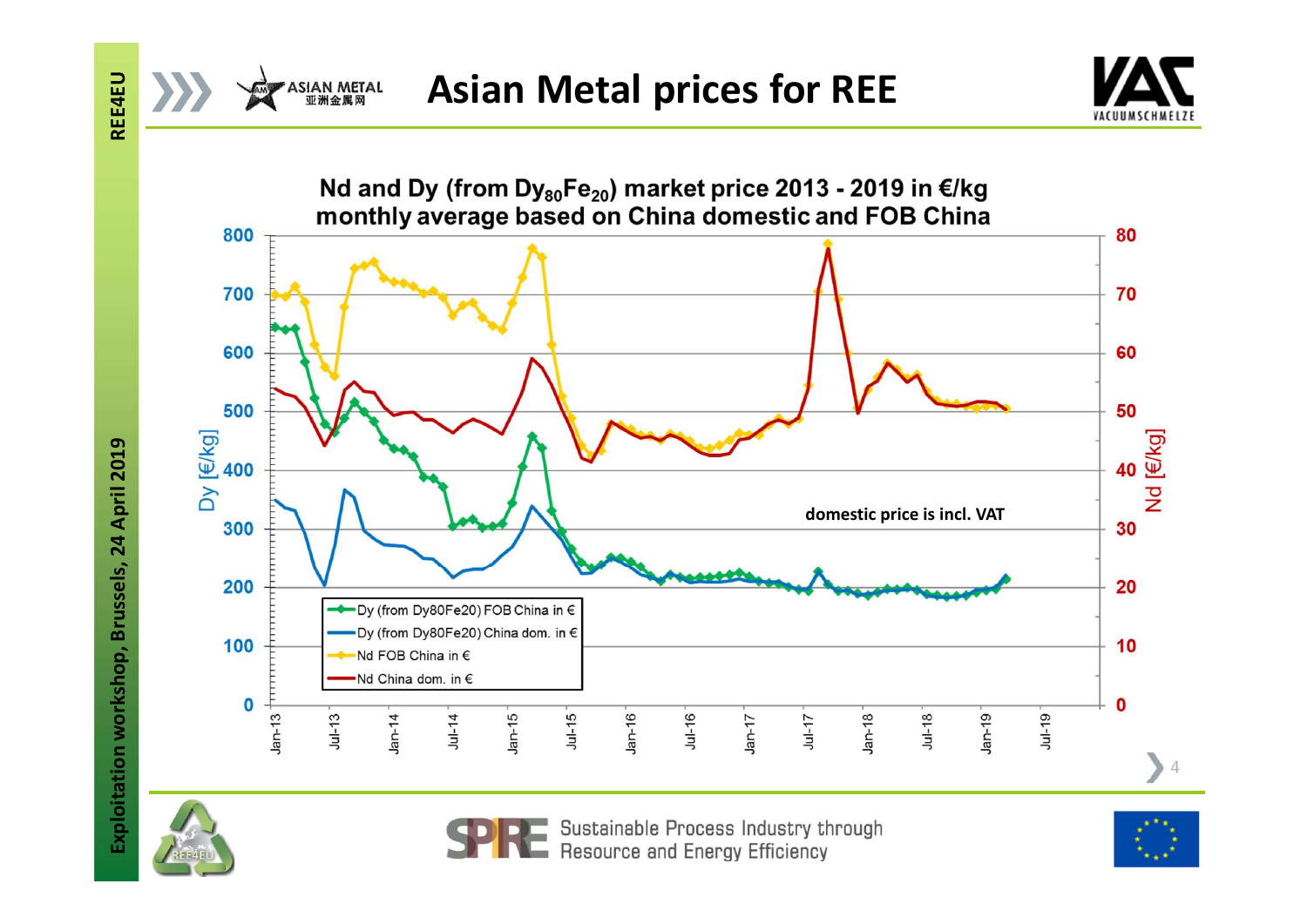# Asian Metal prices for REE

**Nd and Dy (from $Dy_{80}Fe_{20}$) market price 2013 - 2019 in €/kg**
**monthly average based on China domestic and FOB China**

- Dy (from Dy80Fe20) FOB China in €
- Dy (from Dy80Fe20) China dom. in €
- Nd FOB China in €
- Nd China dom. in €

domestic price is incl. VAT

Dy [€/kg] (left axis: 0–800); Nd [€/kg] (right axis: 0–80)

Jan-13, Jul-13, Jan-14, Jul-14, Jan-15, Jul-15, Jan-16, Jul-16, Jan-17, Jul-17, Jan-18, Jul-18, Jan-19, Jul-19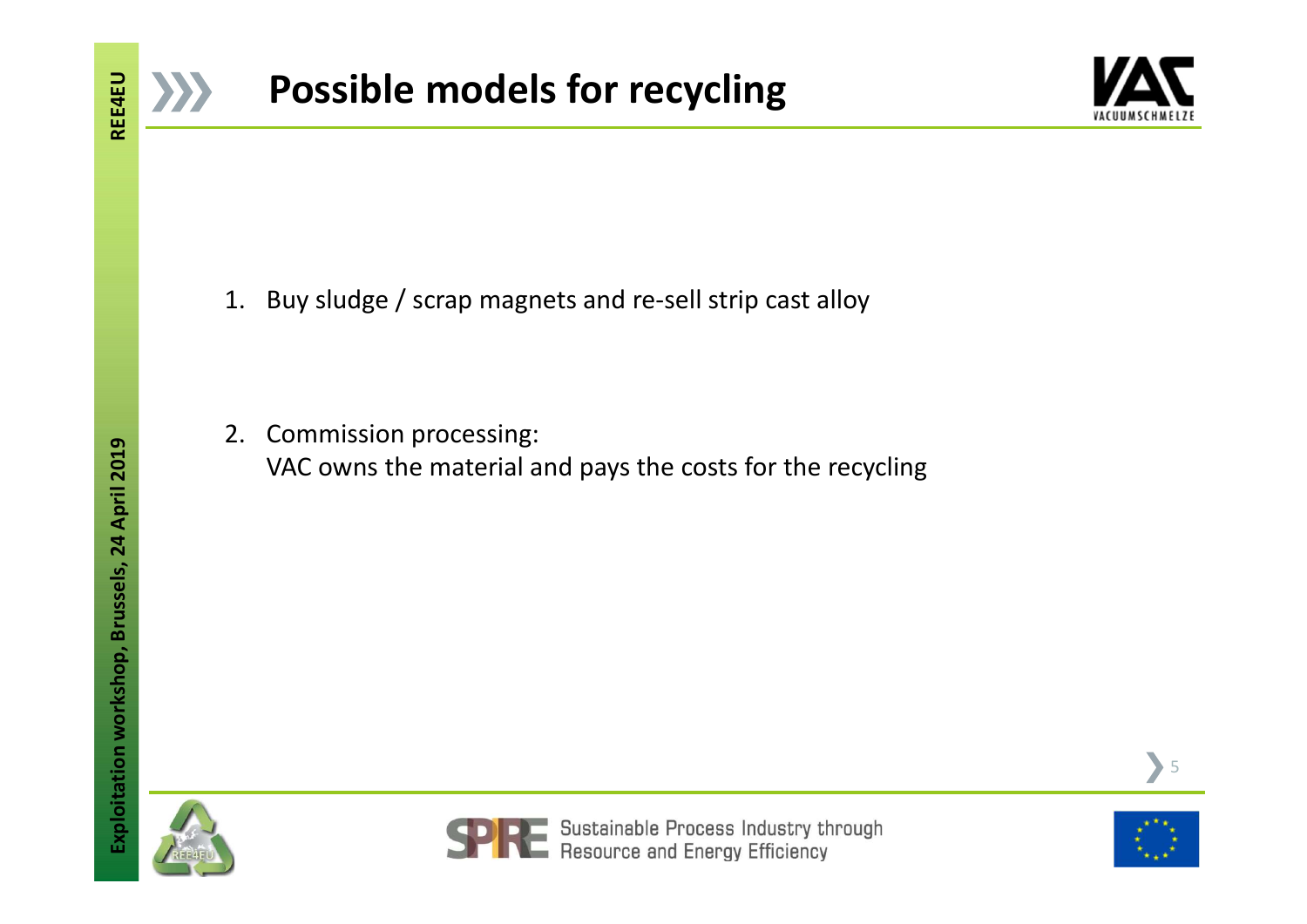# Possible models for recycling

1. Buy sludge / scrap magnets and re-sell strip cast alloy

2. Commission processing:
   VAC owns the material and pays the costs for the recycling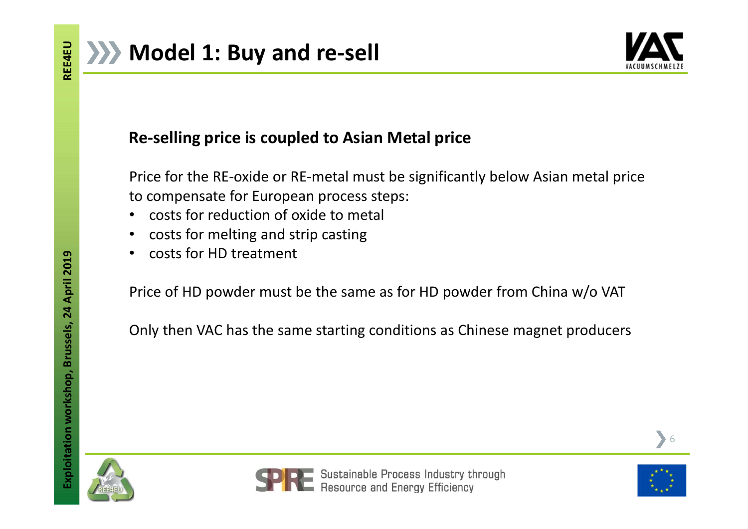# Model 1: Buy and re-sell

**Re-selling price is coupled to Asian Metal price**

Price for the RE-oxide or RE-metal must be significantly below Asian metal price to compensate for European process steps:

- costs for reduction of oxide to metal
- costs for melting and strip casting
- costs for HD treatment

Price of HD powder must be the same as for HD powder from China w/o VAT

Only then VAC has the same starting conditions as Chinese magnet producers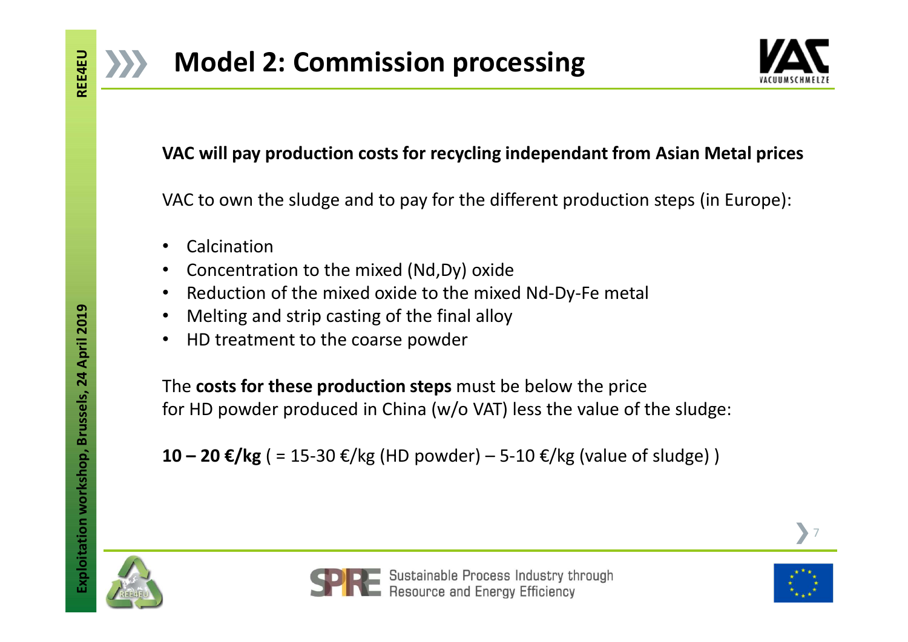# Model 2: Commission processing

**VAC will pay production costs for recycling independant from Asian Metal prices**

VAC to own the sludge and to pay for the different production steps (in Europe):

- Calcination
- Concentration to the mixed (Nd,Dy) oxide
- Reduction of the mixed oxide to the mixed Nd-Dy-Fe metal
- Melting and strip casting of the final alloy
- HD treatment to the coarse powder

The **costs for these production steps** must be below the price for HD powder produced in China (w/o VAT) less the value of the sludge:

**10 – 20 €/kg** ( = 15-30 €/kg (HD powder) – 5-10 €/kg (value of sludge) )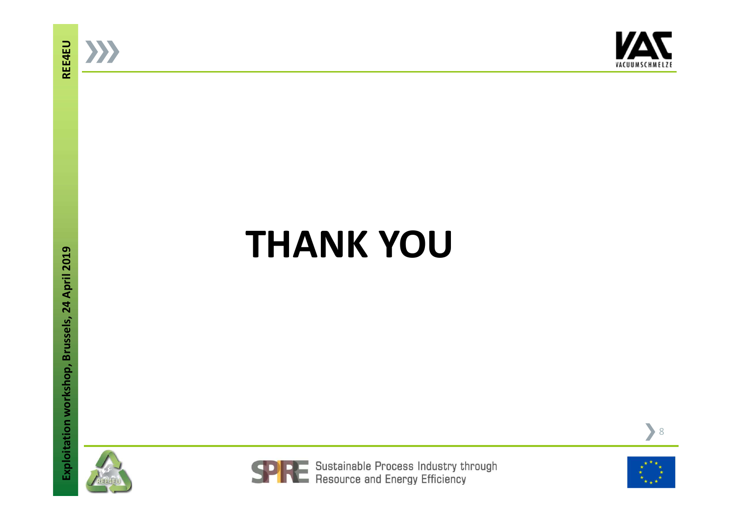# THANK YOU